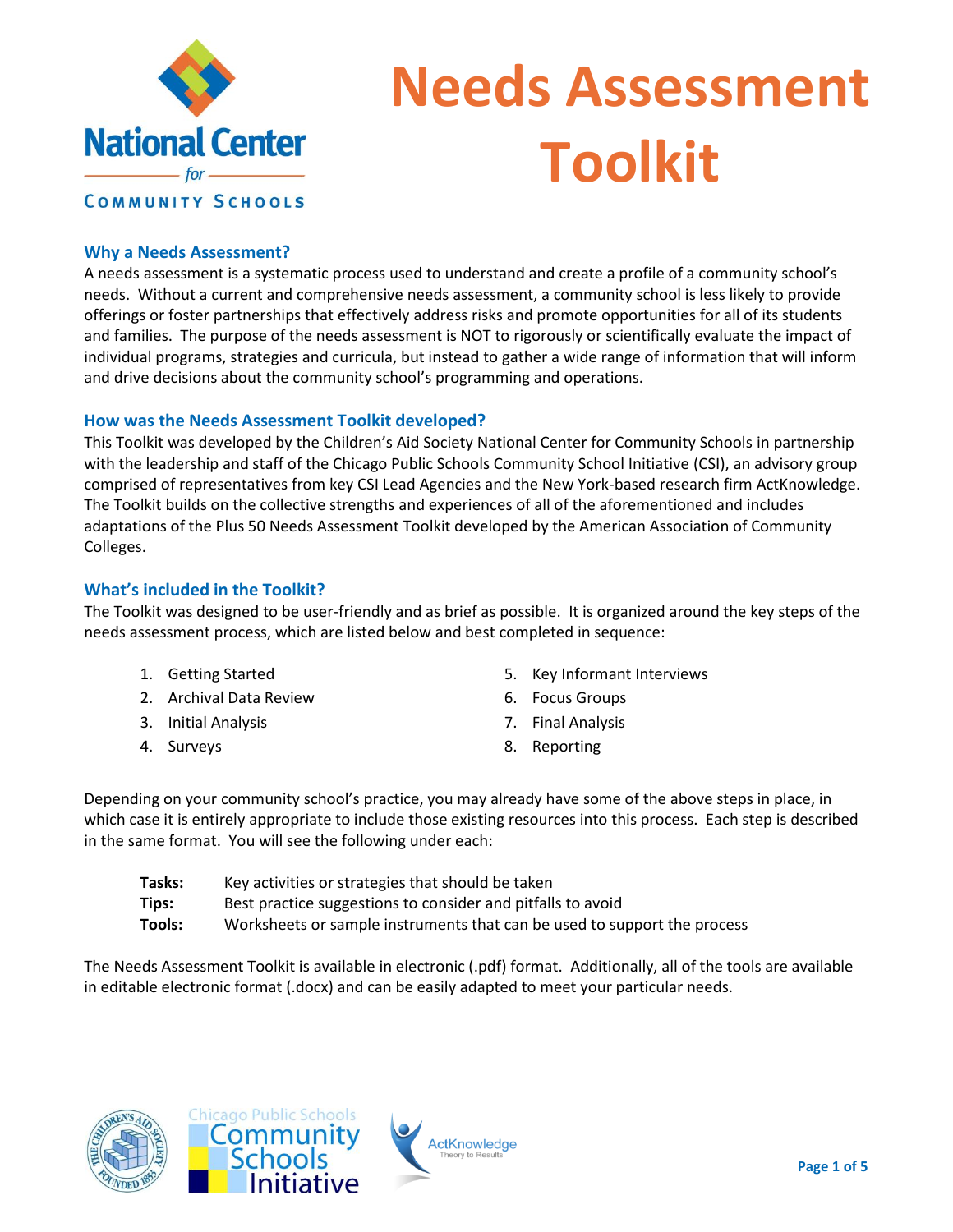# Needs Assessment Toolkit

National Center for Community Schools

## Why a Needs Assessment?

A needs assessment is a systematic process used to understand and create a profile of a community school's needs. Without a current and comprehensive needs assessment, a community school is less likely to provide offerings or foster partnerships that effectively address risks and promote opportunities for all of its students and families. The purpose of the needs assessment is NOT to rigorously or scientifically evaluate the impact of individual programs, strategies and curricula, but instead to gather a wide range of information that will inform and drive decisions about the community school's programming and operations.

## How was the Needs Assessment Toolkit developed?

This Toolkit was developed by the Children's Aid Society National Center for Community Schools in partnership with the leadership and staff of the Chicago Public Schools Community School Initiative (CSI), an advisory group comprised of representatives from key CSI Lead Agencies and the New York-based research firm ActKnowledge. The Toolkit builds on the collective strengths and experiences of all of the aforementioned and includes adaptations of the Plus 50 Needs Assessment Toolkit developed by the American Association of Community Colleges.

## What's included in the Toolkit?

The Toolkit was designed to be user-friendly and as brief as possible. It is organized around the key steps of the needs assessment process, which are listed below and best completed in sequence:

1. Getting Started
2. Archival Data Review
3. Initial Analysis
4. Surveys
5. Key Informant Interviews
6. Focus Groups
7. Final Analysis
8. Reporting

Depending on your community school's practice, you may already have some of the above steps in place, in which case it is entirely appropriate to include those existing resources into this process. Each step is described in the same format. You will see the following under each:

**Tasks:** Key activities or strategies that should be taken
**Tips:** Best practice suggestions to consider and pitfalls to avoid
**Tools:** Worksheets or sample instruments that can be used to support the process

The Needs Assessment Toolkit is available in electronic (.pdf) format. Additionally, all of the tools are available in editable electronic format (.docx) and can be easily adapted to meet your particular needs.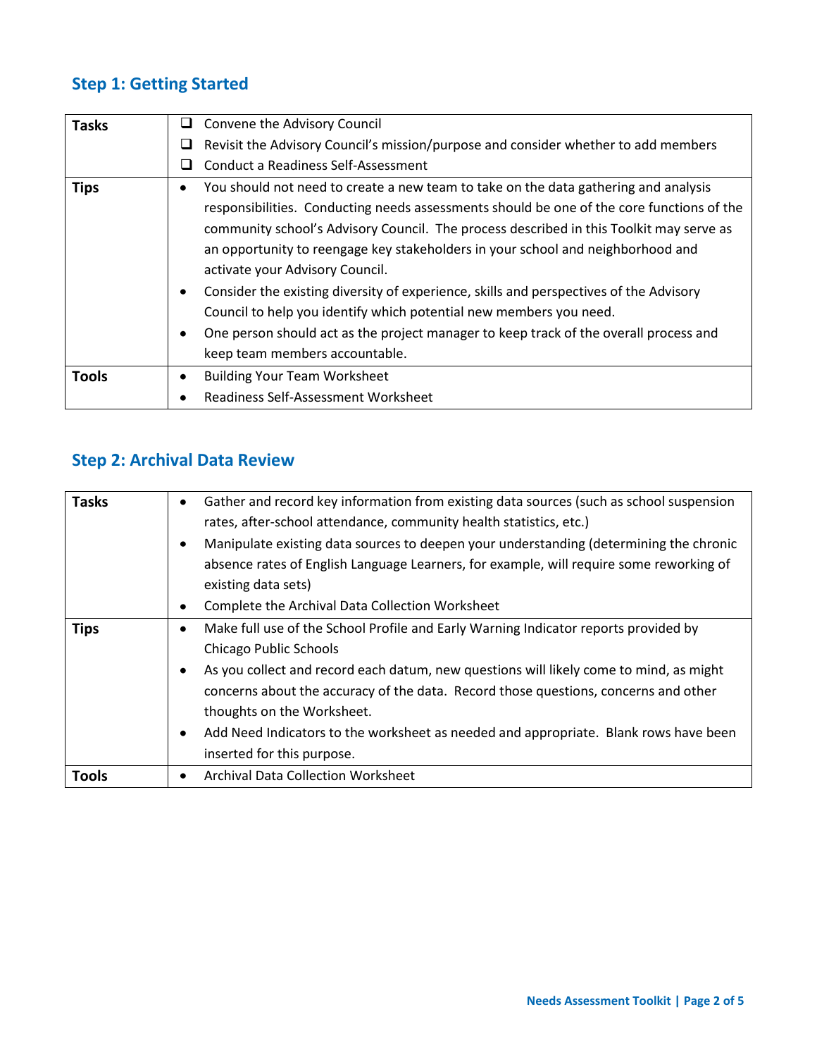## Step 1: Getting Started

| | |
|---|---|
| **Tasks** | ❑ Convene the Advisory Council<br>❑ Revisit the Advisory Council's mission/purpose and consider whether to add members<br>❑ Conduct a Readiness Self-Assessment |
| **Tips** | • You should not need to create a new team to take on the data gathering and analysis responsibilities. Conducting needs assessments should be one of the core functions of the community school's Advisory Council. The process described in this Toolkit may serve as an opportunity to reengage key stakeholders in your school and neighborhood and activate your Advisory Council.<br>• Consider the existing diversity of experience, skills and perspectives of the Advisory Council to help you identify which potential new members you need.<br>• One person should act as the project manager to keep track of the overall process and keep team members accountable. |
| **Tools** | • Building Your Team Worksheet<br>• Readiness Self-Assessment Worksheet |

## Step 2: Archival Data Review

| | |
|---|---|
| **Tasks** | • Gather and record key information from existing data sources (such as school suspension rates, after-school attendance, community health statistics, etc.)<br>• Manipulate existing data sources to deepen your understanding (determining the chronic absence rates of English Language Learners, for example, will require some reworking of existing data sets)<br>• Complete the Archival Data Collection Worksheet |
| **Tips** | • Make full use of the School Profile and Early Warning Indicator reports provided by Chicago Public Schools<br>• As you collect and record each datum, new questions will likely come to mind, as might concerns about the accuracy of the data. Record those questions, concerns and other thoughts on the Worksheet.<br>• Add Need Indicators to the worksheet as needed and appropriate. Blank rows have been inserted for this purpose. |
| **Tools** | • Archival Data Collection Worksheet |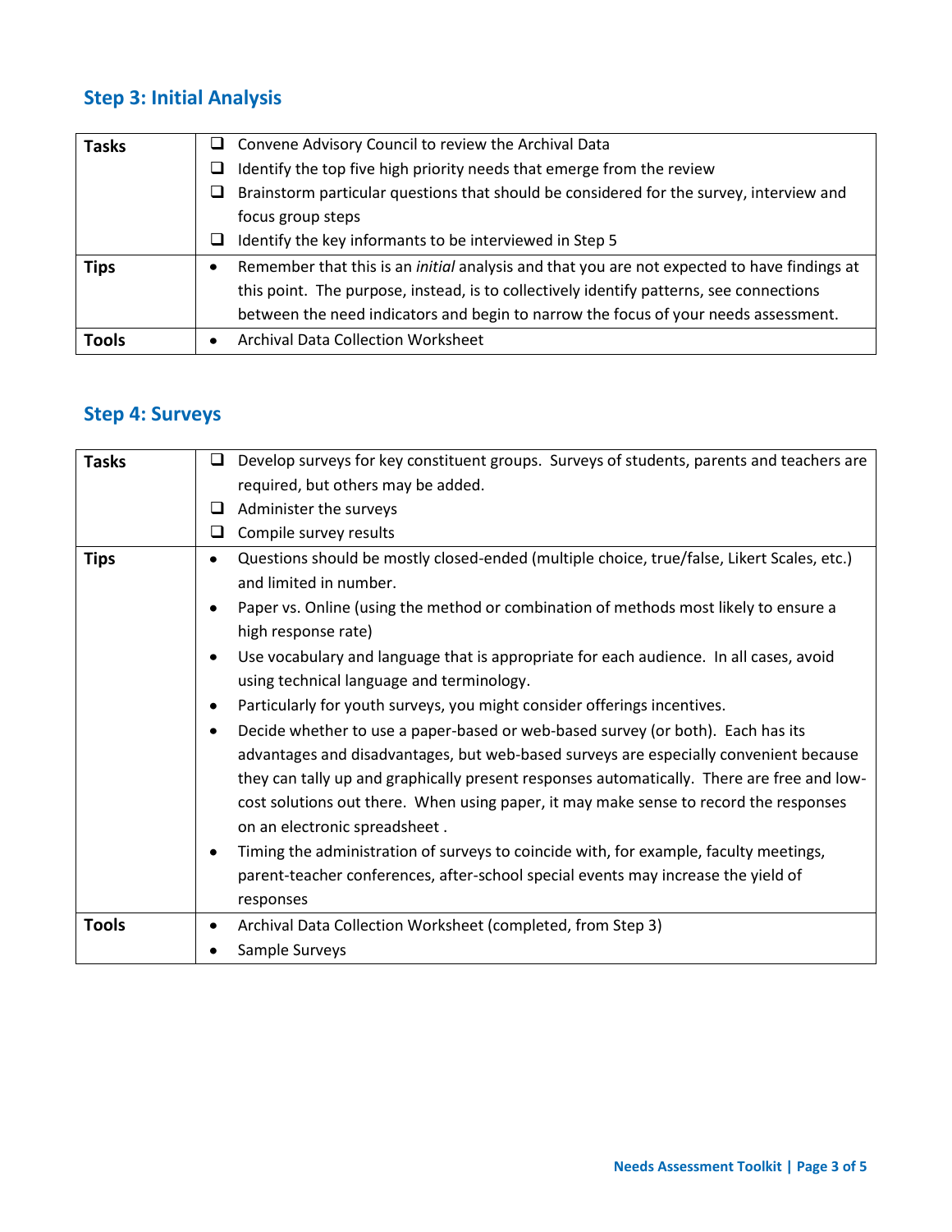## Step 3: Initial Analysis

| | |
|---|---|
| **Tasks** | ❑ Convene Advisory Council to review the Archival Data<br>❑ Identify the top five high priority needs that emerge from the review<br>❑ Brainstorm particular questions that should be considered for the survey, interview and focus group steps<br>❑ Identify the key informants to be interviewed in Step 5 |
| **Tips** | • Remember that this is an *initial* analysis and that you are not expected to have findings at this point. The purpose, instead, is to collectively identify patterns, see connections between the need indicators and begin to narrow the focus of your needs assessment. |
| **Tools** | • Archival Data Collection Worksheet |

## Step 4: Surveys

| | |
|---|---|
| **Tasks** | ❑ Develop surveys for key constituent groups. Surveys of students, parents and teachers are required, but others may be added.<br>❑ Administer the surveys<br>❑ Compile survey results |
| **Tips** | • Questions should be mostly closed-ended (multiple choice, true/false, Likert Scales, etc.) and limited in number.<br>• Paper vs. Online (using the method or combination of methods most likely to ensure a high response rate)<br>• Use vocabulary and language that is appropriate for each audience. In all cases, avoid using technical language and terminology.<br>• Particularly for youth surveys, you might consider offerings incentives.<br>• Decide whether to use a paper-based or web-based survey (or both). Each has its advantages and disadvantages, but web-based surveys are especially convenient because they can tally up and graphically present responses automatically. There are free and low-cost solutions out there. When using paper, it may make sense to record the responses on an electronic spreadsheet .<br>• Timing the administration of surveys to coincide with, for example, faculty meetings, parent-teacher conferences, after-school special events may increase the yield of responses |
| **Tools** | • Archival Data Collection Worksheet (completed, from Step 3)<br>• Sample Surveys |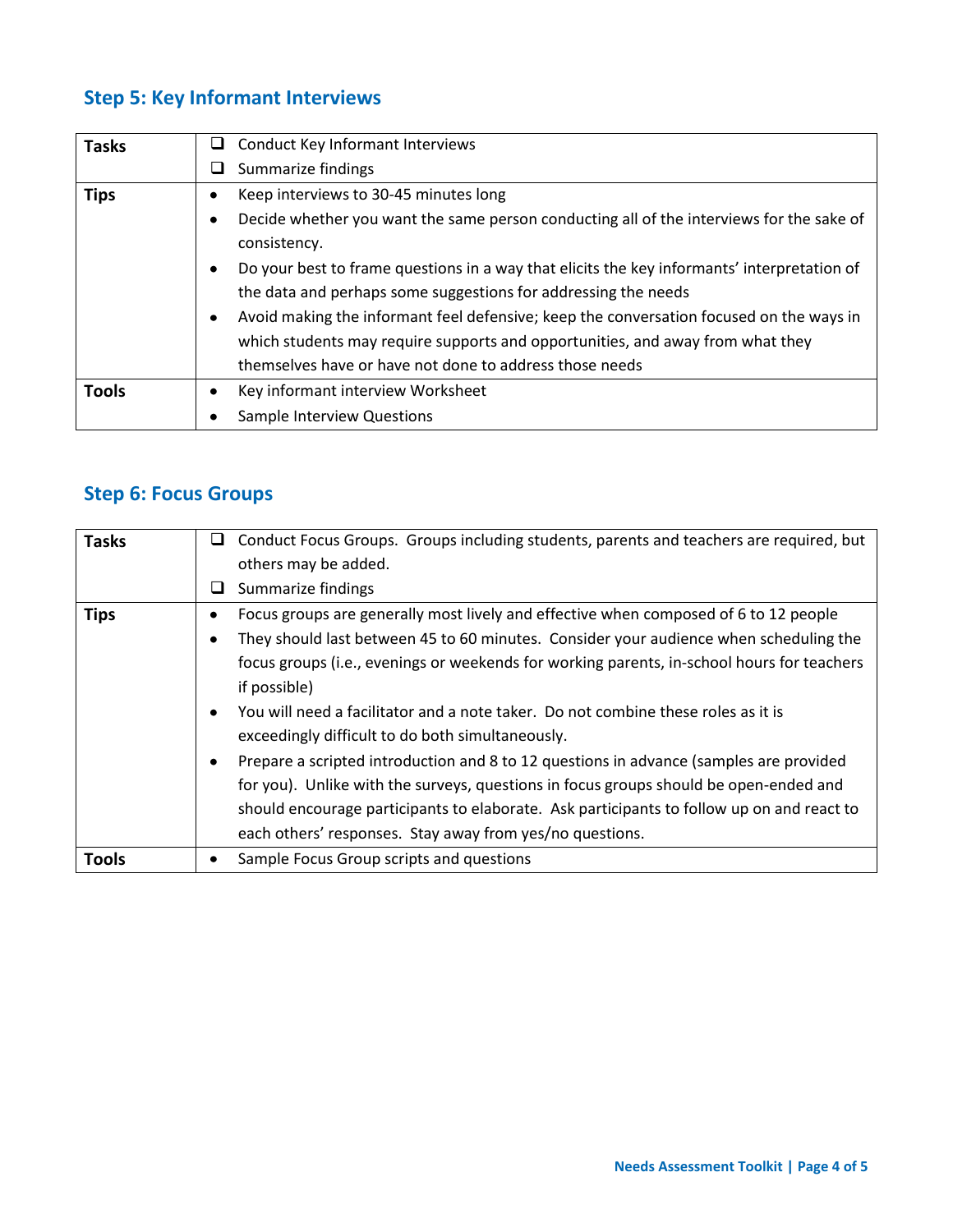## Step 5: Key Informant Interviews

| | |
|---|---|
| **Tasks** | ❑ Conduct Key Informant Interviews<br>❑ Summarize findings |
| **Tips** | • Keep interviews to 30-45 minutes long<br>• Decide whether you want the same person conducting all of the interviews for the sake of consistency.<br>• Do your best to frame questions in a way that elicits the key informants' interpretation of the data and perhaps some suggestions for addressing the needs<br>• Avoid making the informant feel defensive; keep the conversation focused on the ways in which students may require supports and opportunities, and away from what they themselves have or have not done to address those needs |
| **Tools** | • Key informant interview Worksheet<br>• Sample Interview Questions |

## Step 6: Focus Groups

| | |
|---|---|
| **Tasks** | ❑ Conduct Focus Groups. Groups including students, parents and teachers are required, but others may be added.<br>❑ Summarize findings |
| **Tips** | • Focus groups are generally most lively and effective when composed of 6 to 12 people<br>• They should last between 45 to 60 minutes. Consider your audience when scheduling the focus groups (i.e., evenings or weekends for working parents, in-school hours for teachers if possible)<br>• You will need a facilitator and a note taker. Do not combine these roles as it is exceedingly difficult to do both simultaneously.<br>• Prepare a scripted introduction and 8 to 12 questions in advance (samples are provided for you). Unlike with the surveys, questions in focus groups should be open-ended and should encourage participants to elaborate. Ask participants to follow up on and react to each others' responses. Stay away from yes/no questions. |
| **Tools** | • Sample Focus Group scripts and questions |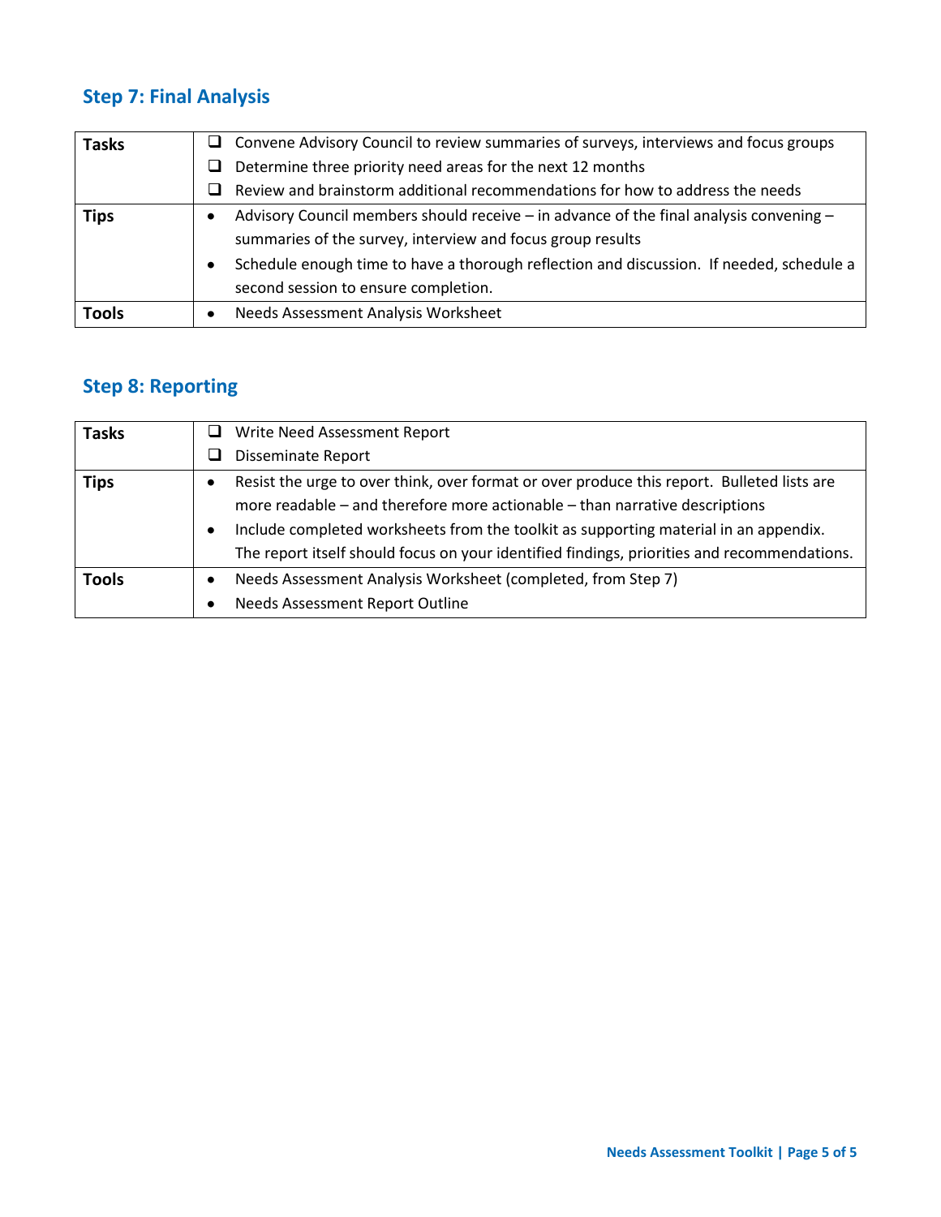## Step 7: Final Analysis

| | |
|---|---|
| **Tasks** | ❑ Convene Advisory Council to review summaries of surveys, interviews and focus groups<br>❑ Determine three priority need areas for the next 12 months<br>❑ Review and brainstorm additional recommendations for how to address the needs |
| **Tips** | • Advisory Council members should receive – in advance of the final analysis convening – summaries of the survey, interview and focus group results<br>• Schedule enough time to have a thorough reflection and discussion. If needed, schedule a second session to ensure completion. |
| **Tools** | • Needs Assessment Analysis Worksheet |

## Step 8: Reporting

| | |
|---|---|
| **Tasks** | ❑ Write Need Assessment Report<br>❑ Disseminate Report |
| **Tips** | • Resist the urge to over think, over format or over produce this report. Bulleted lists are more readable – and therefore more actionable – than narrative descriptions<br>• Include completed worksheets from the toolkit as supporting material in an appendix. The report itself should focus on your identified findings, priorities and recommendations. |
| **Tools** | • Needs Assessment Analysis Worksheet (completed, from Step 7)<br>• Needs Assessment Report Outline |